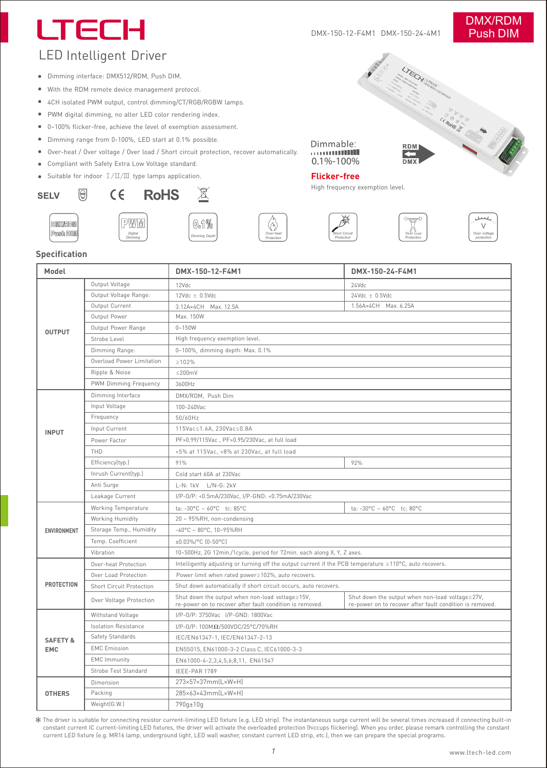# LTECH

DMX-150-12-F4M1 DMX-150-24-4M1

**DMX/RDM Push DIM**

## LED Intelligent Driver

- Dimming interface: DMX512/RDM, Push DIM.
- With the RDM remote device management protocol.
- 4CH isolated PWM output, control dimming/CT/RGB/RGBW lamps.
- PWM digital dimming, no alter LED color rendering index.
- 0~100% flicker-free, achieve the level of exemption assessment.
- Dimming range from 0-100%, LED start at 0.1% possible.
- Over-heat / Over voltage / Over load / Short circuit protection, recover automatically.
- Compliant with Safety Extra Low Voltage standard.
- Suitable for indoor Ⅰ/Ⅱ/Ⅲ type lamps application.

SELV CE RoHS

Dimmable: 0.1%-100%

RDM DMX

**Flicker-free**

High frequency exemption level.

DMX/RDM Push DIM | PWM Digital Dimming | 0.1% Dimming Depth | Over-heat Protection | Short Circuit Protection | Over Load Protection | Over voltage protection

## Specification

| Model | | DMX-150-12-F4M1 | DMX-150-24-F4M1 |
|---|---|---|---|
| OUTPUT | Output Voltage | 12Vdc | 24Vdc |
| | Output Voltage Range: | 12Vdc ± 0.5Vdc | 24Vdc ± 0.5Vdc |
| | Output Current | 3.12A×4CH Max. 12.5A | 1.56A×4CH Max. 6.25A |
| | Output Power | Max. 150W | |
| | Output Power Range | 0~150W | |
| | Strobe Level | High frequency exemption level. | |
| | Dimming Range: | 0~100%, dimming depth: Max. 0.1% | |
| | Overload Power Limitation | ≥102% | |
| | Ripple & Noise | ≤200mV | |
| | PWM Dimming Frequency | 3600Hz | |
| INPUT | Dimming Interface | DMX/RDM, Push Dim | |
| | Input Voltage | 100-240Vac | |
| | Frequency | 50/60Hz | |
| | Input Current | 115Vac≤1.6A, 230Vac≤0.8A | |
| | Power Factor | PF>0.99/115Vac , PF>0.95/230Vac, at full load | |
| | THD | <5% at 115Vac, <8% at 230Vac, at full load | |
| | Efficiency(typ.) | 91% | 92% |
| | Inrush Current(typ.) | Cold start 60A at 230Vac | |
| | Anti Surge | L-N: 1kV L/N-G: 2kV | |
| | Leakage Current | I/P-O/P: <0.5mA/230Vac, I/P-GND: <0.75mA/230Vac | |
| ENVIRONMENT | Working Temperature | ta: -30°C ~ 60°C tc: 85°C | ta: -30°C ~ 60°C tc: 80°C |
| | Working Humidity | 20 ~ 95%RH, non-condensing | |
| | Storage Temp., Humidity | -40°C ~ 80°C, 10~95%RH | |
| | Temp. Coefficient | ±0.03%/°C (0-50°C) | |
| | Vibration | 10~500Hz, 2G 12min./1cycle, period for 72min. each along X, Y, Z axes. | |
| PROTECTION | Over-heat Protection | Intelligently adjusting or turning off the output current if the PCB temperature ≥110°C, auto recovers. | |
| | Over Load Protection | Power limit when rated power≥102%, auto recovers. | |
| | Short Circuit Protection | Shut down automatically if short circuit occurs, auto recovers. | |
| | Over Voltage Protection | Shut down the output when non-load voltage≥15V, re-power on to recover after fault condition is removed. | Shut down the output when non-load voltage≥27V, re-power on to recover after fault condition is removed. |
| SAFETY & EMC | Withstand Voltage | I/P-O/P: 3750Vac I/P-GND: 1800Vac | |
| | Isolation Resistance | I/P-O/P: 100MΩ/500VDC/25°C/70%RH | |
| | Safety Standards | IEC/EN61347-1, IEC/EN61347-2-13 | |
| | EMC Emission | EN55015, EN61000-3-2 Class C, IEC61000-3-3 | |
| | EMC Immunity | EN61000-4-2,3,4,5,6,8,11, EN61547 | |
| | Strobe Test Standard | IEEE-PAR 1789 | |
| OTHERS | Dimension | 273×57×37mm(L×W×H) | |
| | Packing | 285×63×43mm(L×W×H) | |
| | Weight(G.W.) | 790g±10g | |

* The driver is suitable for connecting resistor current-limiting LED fixture (e.g. LED strip). The instantaneous surge current will be several times increased if connecting built-in constant current IC current-limiting LED fixtures, the driver will activate the overloaded protection (hiccups flickering). When you order, please remark controlling the constant current LED fixture (e.g. MR16 lamp, underground light, LED wall washer, constant current LED strip, etc.), then we can prepare the special programs.

www.ltech-led.com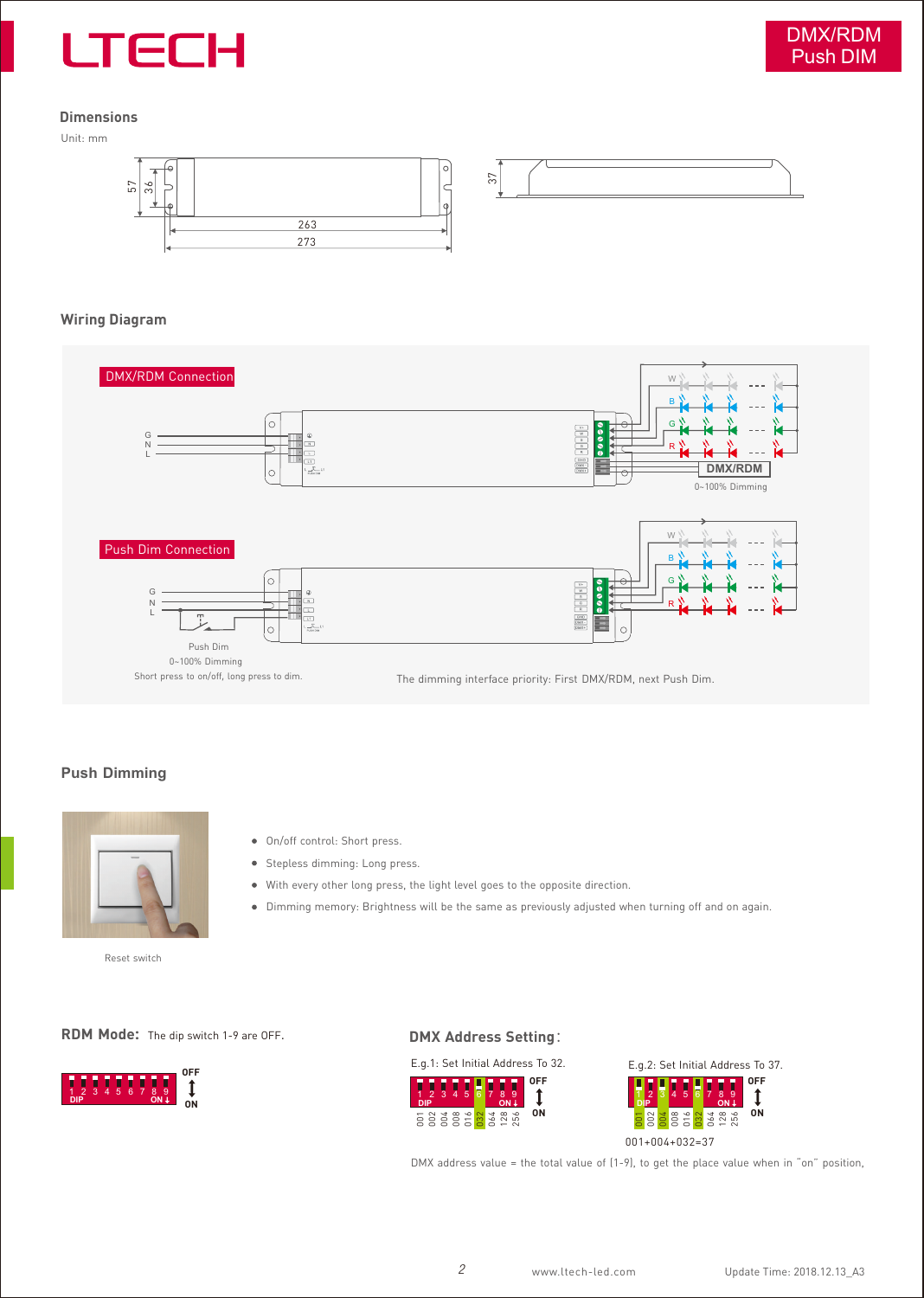## Dimensions

Unit: mm

57
36
263
273
37

## Wiring Diagram

DMX/RDM Connection

G
N
L

W
B
G
R

DMX/RDM

0~100% Dimming

Push Dim Connection

G
N
L

W
B
G
R

Push Dim

0~100% Dimming

Short press to on/off, long press to dim.

The dimming interface priority: First DMX/RDM, next Push Dim.

## Push Dimming

Reset switch

- On/off control: Short press.
- Stepless dimming: Long press.
- With every other long press, the light level goes to the opposite direction.
- Dimming memory: Brightness will be the same as previously adjusted when turning off and on again.

**RDM Mode:** The dip switch 1-9 are OFF.

OFF
ON

**DMX Address Setting:**

E.g.1: Set Initial Address To 32.

E.g.2: Set Initial Address To 37.

001 002 004 008 016 032 064 128 256

001+004+032=37

DMX address value = the total value of (1-9), to get the place value when in "on" position,

www.ltech-led.com

Update Time: 2018.12.13_A3